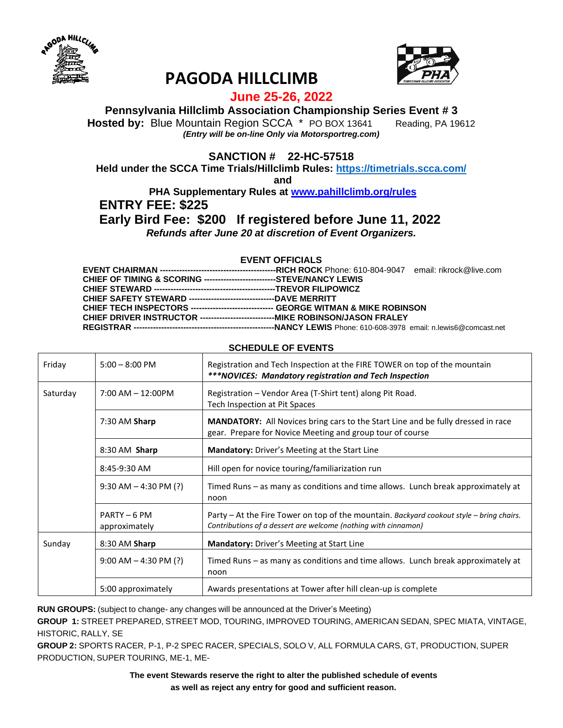# PAGODA HILLCLIMB

## June 25-26, 2022

**Pennsylvania Hillclimb Association Championship Series Event # 3**

**Hosted by:** Blue Mountain Region SCCA * PO BOX 13641 Reading, PA 19612

***(Entry will be on-line Only via Motorsportreg.com)***

**SANCTION # 22-HC-57518**

**Held under the SCCA Time Trials/Hillclimb Rules: [https://timetrials.scca.com/](https://timetrials.scca.com/)**

**and**

**PHA Supplementary Rules at [www.pahillclimb.org/rules](www.pahillclimb.org/rules)**

## ENTRY FEE: $225

## Early Bird Fee: $200 If registered before June 11, 2022

***Refunds after June 20 at discretion of Event Organizers.***

### EVENT OFFICIALS

**EVENT CHAIRMAN** ------------------------------------------**RICH ROCK** Phone: 610-804-9047 email: rikrock@live.com
**CHIEF OF TIMING & SCORING** --------------------------**STEVE/NANCY LEWIS**
**CHIEF STEWARD** --------------------------------------------**TREVOR FILIPOWICZ**
**CHIEF SAFETY STEWARD** -------------------------------**DAVE MERRITT**
**CHIEF TECH INSPECTORS** ------------------------------ **GEORGE WITMAN & MIKE ROBINSON**
**CHIEF DRIVER INSTRUCTOR** ---------------------------**MIKE ROBINSON/JASON FRALEY**
**REGISTRAR** ----------------------------------------------------**NANCY LEWIS** Phone: 610-608-3978 email: n.lewis6@comcast.net

### SCHEDULE OF EVENTS

| | | |
|---|---|---|
| Friday | 5:00 – 8:00 PM | Registration and Tech Inspection at the FIRE TOWER on top of the mountain ***\*\*\*NOVICES: Mandatory registration and Tech Inspection*** |
| Saturday | 7:00 AM – 12:00PM | Registration – Vendor Area (T-Shirt tent) along Pit Road. Tech Inspection at Pit Spaces |
| | 7:30 AM **Sharp** | **MANDATORY:** All Novices bring cars to the Start Line and be fully dressed in race gear. Prepare for Novice Meeting and group tour of course |
| | 8:30 AM **Sharp** | **Mandatory:** Driver's Meeting at the Start Line |
| | 8:45-9:30 AM | Hill open for novice touring/familiarization run |
| | 9:30 AM – 4:30 PM (?) | Timed Runs – as many as conditions and time allows. Lunch break approximately at noon |
| | PARTY – 6 PM approximately | Party – At the Fire Tower on top of the mountain. *Backyard cookout style – bring chairs. Contributions of a dessert are welcome (nothing with cinnamon)* |
| Sunday | 8:30 AM **Sharp** | **Mandatory:** Driver's Meeting at Start Line |
| | 9:00 AM – 4:30 PM (?) | Timed Runs – as many as conditions and time allows. Lunch break approximately at noon |
| | 5:00 approximately | Awards presentations at Tower after hill clean-up is complete |

**RUN GROUPS:** (subject to change- any changes will be announced at the Driver's Meeting)

**GROUP 1:** STREET PREPARED, STREET MOD, TOURING, IMPROVED TOURING, AMERICAN SEDAN, SPEC MIATA, VINTAGE, HISTORIC, RALLY, SE

**GROUP 2:** SPORTS RACER, P-1, P-2 SPEC RACER, SPECIALS, SOLO V, ALL FORMULA CARS, GT, PRODUCTION, SUPER PRODUCTION, SUPER TOURING, ME-1, ME-

**The event Stewards reserve the right to alter the published schedule of events as well as reject any entry for good and sufficient reason.**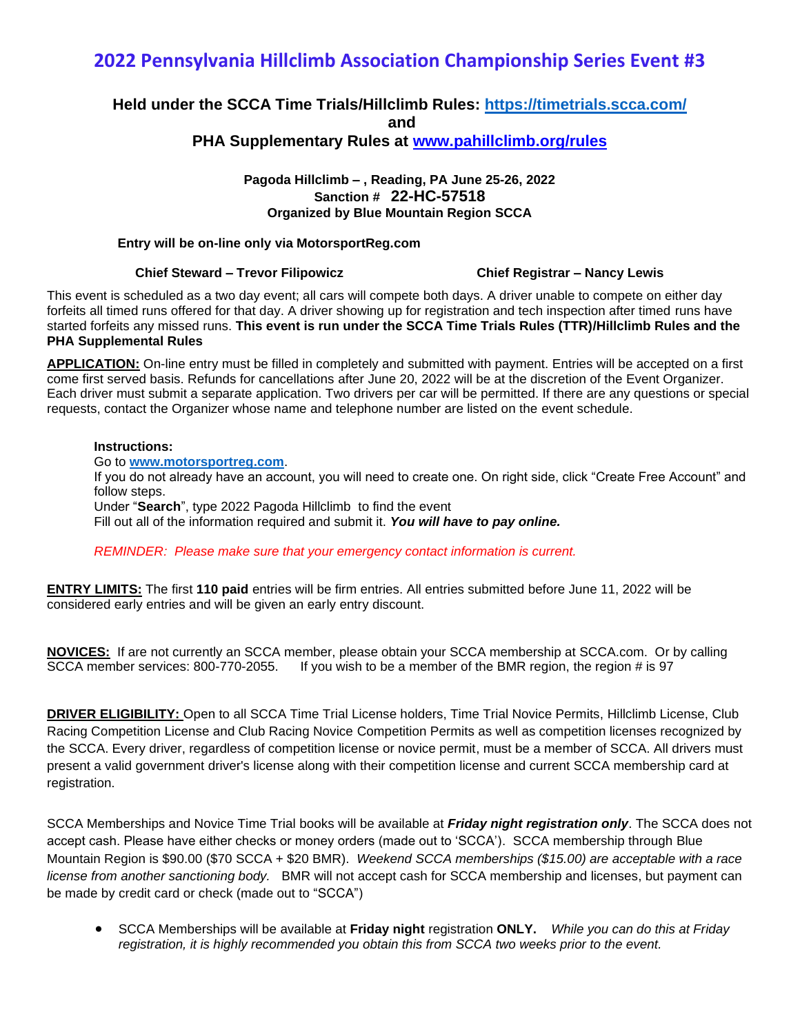# 2022 Pennsylvania Hillclimb Association Championship Series Event #3

**Held under the SCCA Time Trials/Hillclimb Rules: https://timetrials.scca.com/**
**and**
**PHA Supplementary Rules at www.pahillclimb.org/rules**

**Pagoda Hillclimb – , Reading, PA June 25-26, 2022**
**Sanction # 22-HC-57518**
**Organized by Blue Mountain Region SCCA**

**Entry will be on-line only via MotorsportReg.com**

**Chief Steward – Trevor Filipowicz** **Chief Registrar – Nancy Lewis**

This event is scheduled as a two day event; all cars will compete both days. A driver unable to compete on either day forfeits all timed runs offered for that day. A driver showing up for registration and tech inspection after timed runs have started forfeits any missed runs. **This event is run under the SCCA Time Trials Rules (TTR)/Hillclimb Rules and the PHA Supplemental Rules**

**APPLICATION:** On-line entry must be filled in completely and submitted with payment. Entries will be accepted on a first come first served basis. Refunds for cancellations after June 20, 2022 will be at the discretion of the Event Organizer. Each driver must submit a separate application. Two drivers per car will be permitted. If there are any questions or special requests, contact the Organizer whose name and telephone number are listed on the event schedule.

**Instructions:**
Go to **www.motorsportreg.com**.
If you do not already have an account, you will need to create one. On right side, click "Create Free Account" and follow steps.
Under "**Search**", type 2022 Pagoda Hillclimb to find the event
Fill out all of the information required and submit it. ***You will have to pay online.***

*REMINDER: Please make sure that your emergency contact information is current.*

**ENTRY LIMITS:** The first **110 paid** entries will be firm entries. All entries submitted before June 11, 2022 will be considered early entries and will be given an early entry discount.

**NOVICES:** If are not currently an SCCA member, please obtain your SCCA membership at SCCA.com. Or by calling SCCA member services: 800-770-2055. If you wish to be a member of the BMR region, the region # is 97

**DRIVER ELIGIBILITY:** Open to all SCCA Time Trial License holders, Time Trial Novice Permits, Hillclimb License, Club Racing Competition License and Club Racing Novice Competition Permits as well as competition licenses recognized by the SCCA. Every driver, regardless of competition license or novice permit, must be a member of SCCA. All drivers must present a valid government driver's license along with their competition license and current SCCA membership card at registration.

SCCA Memberships and Novice Time Trial books will be available at ***Friday night registration only***. The SCCA does not accept cash. Please have either checks or money orders (made out to 'SCCA'). SCCA membership through Blue Mountain Region is $90.00 ($70 SCCA + $20 BMR). *Weekend SCCA memberships ($15.00) are acceptable with a race license from another sanctioning body.* BMR will not accept cash for SCCA membership and licenses, but payment can be made by credit card or check (made out to "SCCA")

- SCCA Memberships will be available at **Friday night** registration **ONLY.** *While you can do this at Friday registration, it is highly recommended you obtain this from SCCA two weeks prior to the event.*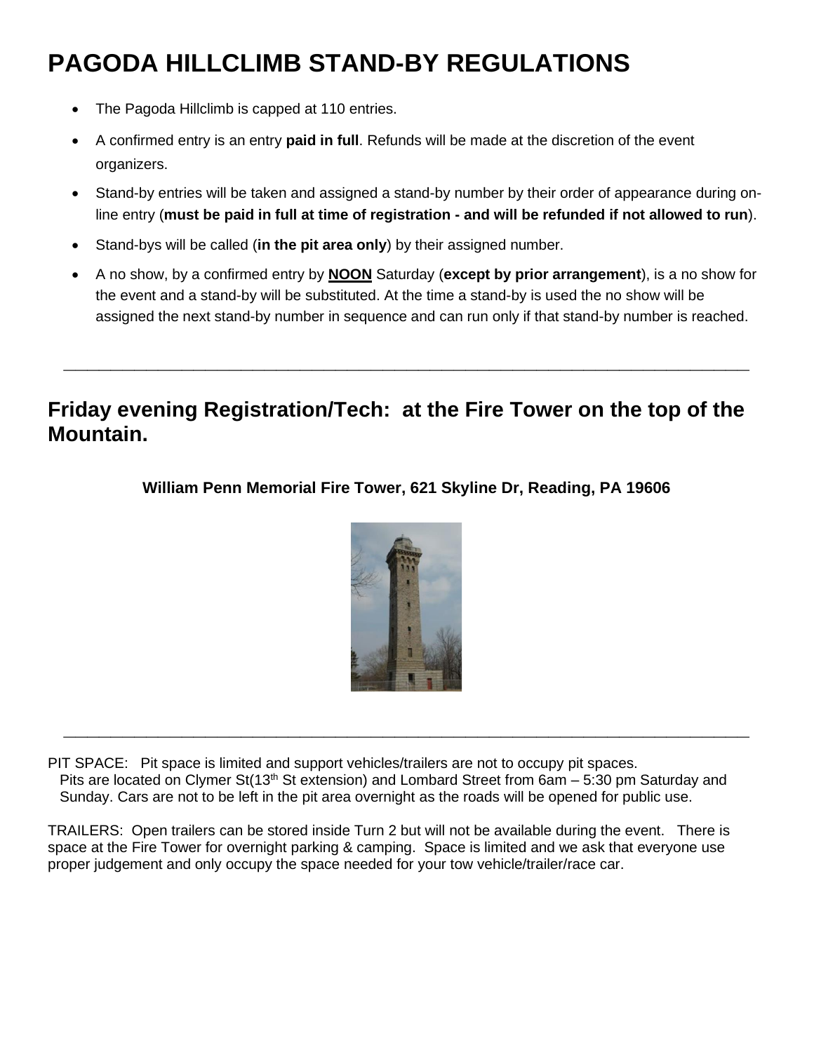# PAGODA HILLCLIMB STAND-BY REGULATIONS

- The Pagoda Hillclimb is capped at 110 entries.
- A confirmed entry is an entry **paid in full**. Refunds will be made at the discretion of the event organizers.
- Stand-by entries will be taken and assigned a stand-by number by their order of appearance during on-line entry (**must be paid in full at time of registration - and will be refunded if not allowed to run**).
- Stand-bys will be called (**in the pit area only**) by their assigned number.
- A no show, by a confirmed entry by **NOON** Saturday (**except by prior arrangement**), is a no show for the event and a stand-by will be substituted. At the time a stand-by is used the no show will be assigned the next stand-by number in sequence and can run only if that stand-by number is reached.

---

## Friday evening Registration/Tech: at the Fire Tower on the top of the Mountain.

**William Penn Memorial Fire Tower, 621 Skyline Dr, Reading, PA 19606**

---

PIT SPACE: Pit space is limited and support vehicles/trailers are not to occupy pit spaces. Pits are located on Clymer St(13th St extension) and Lombard Street from 6am – 5:30 pm Saturday and Sunday. Cars are not to be left in the pit area overnight as the roads will be opened for public use.

TRAILERS: Open trailers can be stored inside Turn 2 but will not be available during the event. There is space at the Fire Tower for overnight parking & camping. Space is limited and we ask that everyone use proper judgement and only occupy the space needed for your tow vehicle/trailer/race car.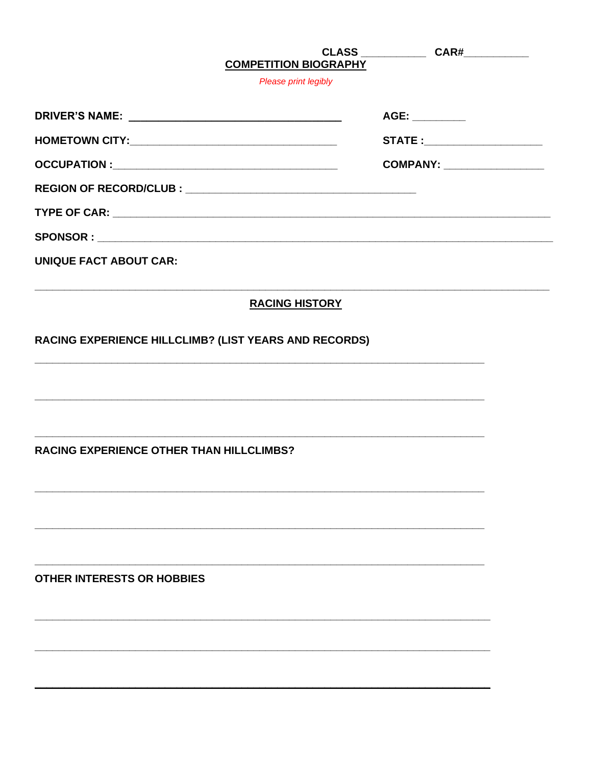**CLASS ___________ CAR#___________**

## COMPETITION BIOGRAPHY

*Please print legibly*

**DRIVER'S NAME:** ___________________________________ **AGE:** _________

**HOMETOWN CITY:**___________________________________ **STATE :**____________________

**OCCUPATION :**_____________________________________ **COMPANY:** _________________

**REGION OF RECORD/CLUB :** ________________________________________

**TYPE OF CAR:** ____________________________________________________________________________

**SPONSOR :** _______________________________________________________________________________

**UNIQUE FACT ABOUT CAR:**

_____________________________________________________________________________________________

## RACING HISTORY

**RACING EXPERIENCE HILLCLIMB? (LIST YEARS AND RECORDS)**

_____________________________________________________________________________

_____________________________________________________________________________

_____________________________________________________________________________

**RACING EXPERIENCE OTHER THAN HILLCLIMBS?**

_____________________________________________________________________________

_____________________________________________________________________________

_____________________________________________________________________________

**OTHER INTERESTS OR HOBBIES**

_____________________________________________________________________________

_____________________________________________________________________________

_____________________________________________________________________________